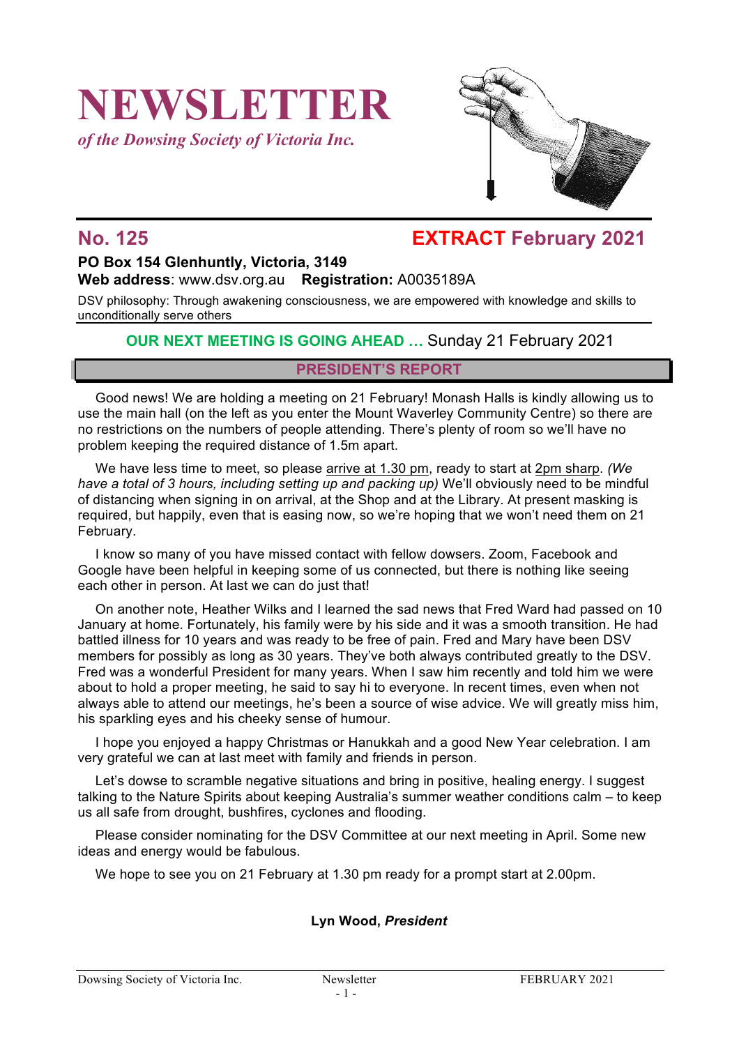# NEWSLETTER

*of the Dowsing Society of Victoria Inc.*

## No. 125 — EXTRACT February 2021

**PO Box 154 Glenhuntly, Victoria, 3149**
**Web address**: www.dsv.org.au **Registration:** A0035189A

DSV philosophy: Through awakening consciousness, we are empowered with knowledge and skills to unconditionally serve others

### OUR NEXT MEETING IS GOING AHEAD … Sunday 21 February 2021

## PRESIDENT'S REPORT

Good news! We are holding a meeting on 21 February! Monash Halls is kindly allowing us to use the main hall (on the left as you enter the Mount Waverley Community Centre) so there are no restrictions on the numbers of people attending. There's plenty of room so we'll have no problem keeping the required distance of 1.5m apart.

We have less time to meet, so please arrive at 1.30 pm, ready to start at 2pm sharp. *(We have a total of 3 hours, including setting up and packing up)* We'll obviously need to be mindful of distancing when signing in on arrival, at the Shop and at the Library. At present masking is required, but happily, even that is easing now, so we're hoping that we won't need them on 21 February.

I know so many of you have missed contact with fellow dowsers. Zoom, Facebook and Google have been helpful in keeping some of us connected, but there is nothing like seeing each other in person. At last we can do just that!

On another note, Heather Wilks and I learned the sad news that Fred Ward had passed on 10 January at home. Fortunately, his family were by his side and it was a smooth transition. He had battled illness for 10 years and was ready to be free of pain. Fred and Mary have been DSV members for possibly as long as 30 years. They've both always contributed greatly to the DSV. Fred was a wonderful President for many years. When I saw him recently and told him we were about to hold a proper meeting, he said to say hi to everyone. In recent times, even when not always able to attend our meetings, he's been a source of wise advice. We will greatly miss him, his sparkling eyes and his cheeky sense of humour.

I hope you enjoyed a happy Christmas or Hanukkah and a good New Year celebration. I am very grateful we can at last meet with family and friends in person.

Let's dowse to scramble negative situations and bring in positive, healing energy. I suggest talking to the Nature Spirits about keeping Australia's summer weather conditions calm – to keep us all safe from drought, bushfires, cyclones and flooding.

Please consider nominating for the DSV Committee at our next meeting in April. Some new ideas and energy would be fabulous.

We hope to see you on 21 February at 1.30 pm ready for a prompt start at 2.00pm.

**Lyn Wood, *President***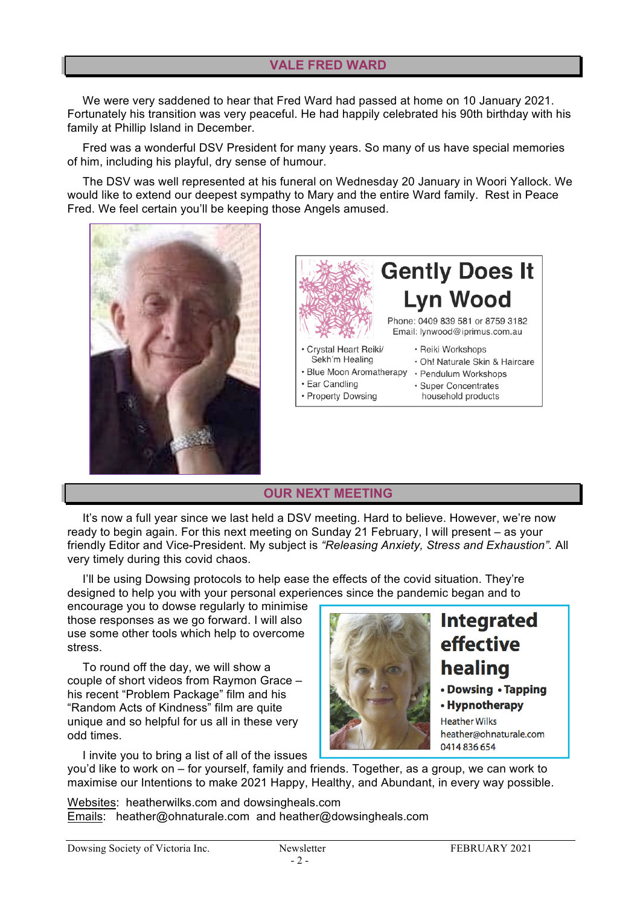## VALE FRED WARD

We were very saddened to hear that Fred Ward had passed at home on 10 January 2021. Fortunately his transition was very peaceful. He had happily celebrated his 90th birthday with his family at Phillip Island in December.

Fred was a wonderful DSV President for many years. So many of us have special memories of him, including his playful, dry sense of humour.

The DSV was well represented at his funeral on Wednesday 20 January in Woori Yallock. We would like to extend our deepest sympathy to Mary and the entire Ward family. Rest in Peace Fred. We feel certain you'll be keeping those Angels amused.

**Gently Does It**
**Lyn Wood**

Phone: 0409 839 581 or 8759 3182
Email: lynwood@iprimus.com.au

- Crystal Heart Reiki/ Sekh'm Healing
- Blue Moon Aromatherapy
- Ear Candling
- Property Dowsing
- Reiki Workshops
- Oh! Naturale Skin & Haircare
- Pendulum Workshops
- Super Concentrates household products

## OUR NEXT MEETING

It's now a full year since we last held a DSV meeting. Hard to believe. However, we're now ready to begin again. For this next meeting on Sunday 21 February, I will present – as your friendly Editor and Vice-President. My subject is *"Releasing Anxiety, Stress and Exhaustion".* All very timely during this covid chaos.

I'll be using Dowsing protocols to help ease the effects of the covid situation. They're designed to help you with your personal experiences since the pandemic began and to encourage you to dowse regularly to minimise those responses as we go forward. I will also use some other tools which help to overcome stress.

To round off the day, we will show a couple of short videos from Raymon Grace – his recent "Problem Package" film and his "Random Acts of Kindness" film are quite unique and so helpful for us all in these very odd times.

I invite you to bring a list of all of the issues you'd like to work on – for yourself, family and friends. Together, as a group, we can work to maximise our Intentions to make 2021 Happy, Healthy, and Abundant, in every way possible.

**Integrated effective healing**

- **Dowsing** • **Tapping**
- **Hypnotherapy**

Heather Wilks
heather@ohnaturale.com
0414 836 654

Websites: heatherwilks.com and dowsingheals.com
Emails: heather@ohnaturale.com and heather@dowsingheals.com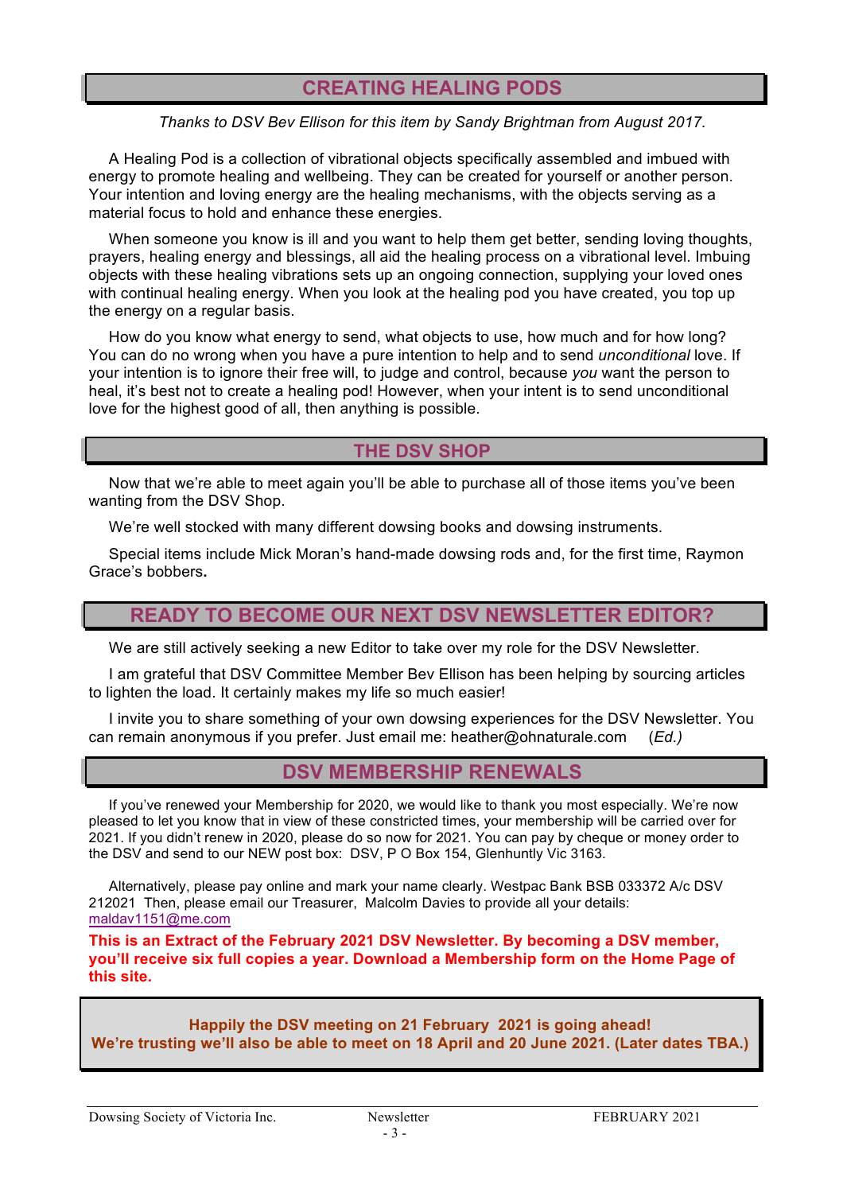## CREATING HEALING PODS

*Thanks to DSV Bev Ellison for this item by Sandy Brightman from August 2017.*

A Healing Pod is a collection of vibrational objects specifically assembled and imbued with energy to promote healing and wellbeing. They can be created for yourself or another person. Your intention and loving energy are the healing mechanisms, with the objects serving as a material focus to hold and enhance these energies.

When someone you know is ill and you want to help them get better, sending loving thoughts, prayers, healing energy and blessings, all aid the healing process on a vibrational level. Imbuing objects with these healing vibrations sets up an ongoing connection, supplying your loved ones with continual healing energy. When you look at the healing pod you have created, you top up the energy on a regular basis.

How do you know what energy to send, what objects to use, how much and for how long? You can do no wrong when you have a pure intention to help and to send *unconditional* love. If your intention is to ignore their free will, to judge and control, because *you* want the person to heal, it's best not to create a healing pod! However, when your intent is to send unconditional love for the highest good of all, then anything is possible.

## THE DSV SHOP

Now that we're able to meet again you'll be able to purchase all of those items you've been wanting from the DSV Shop.

We're well stocked with many different dowsing books and dowsing instruments.

Special items include Mick Moran's hand-made dowsing rods and, for the first time, Raymon Grace's bobbers.

## READY TO BECOME OUR NEXT DSV NEWSLETTER EDITOR?

We are still actively seeking a new Editor to take over my role for the DSV Newsletter.

I am grateful that DSV Committee Member Bev Ellison has been helping by sourcing articles to lighten the load. It certainly makes my life so much easier!

I invite you to share something of your own dowsing experiences for the DSV Newsletter. You can remain anonymous if you prefer. Just email me: heather@ohnaturale.com (*Ed.)*

## DSV MEMBERSHIP RENEWALS

If you've renewed your Membership for 2020, we would like to thank you most especially. We're now pleased to let you know that in view of these constricted times, your membership will be carried over for 2021. If you didn't renew in 2020, please do so now for 2021. You can pay by cheque or money order to the DSV and send to our NEW post box: DSV, P O Box 154, Glenhuntly Vic 3163.

Alternatively, please pay online and mark your name clearly. Westpac Bank BSB 033372 A/c DSV 212021 Then, please email our Treasurer, Malcolm Davies to provide all your details: maldav1151@me.com

**This is an Extract of the February 2021 DSV Newsletter. By becoming a DSV member, you'll receive six full copies a year. Download a Membership form on the Home Page of this site.**

**Happily the DSV meeting on 21 February 2021 is going ahead!**
**We're trusting we'll also be able to meet on 18 April and 20 June 2021. (Later dates TBA.)**